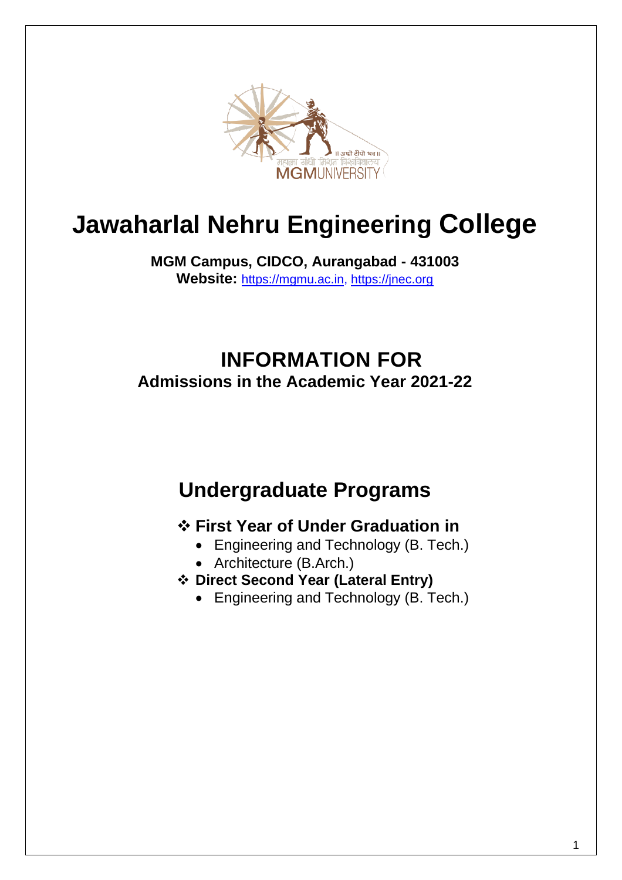# Jawaharlal Nehru Engineering College

**MGM Campus, CIDCO, Aurangabad - 431003**
**Website:** https://mgmu.ac.in, https://jnec.org

## INFORMATION FOR
### Admissions in the Academic Year 2021-22

## Undergraduate Programs

- ❖ **First Year of Under Graduation in**
  - Engineering and Technology (B. Tech.)
  - Architecture (B.Arch.)
- ❖ **Direct Second Year (Lateral Entry)**
  - Engineering and Technology (B. Tech.)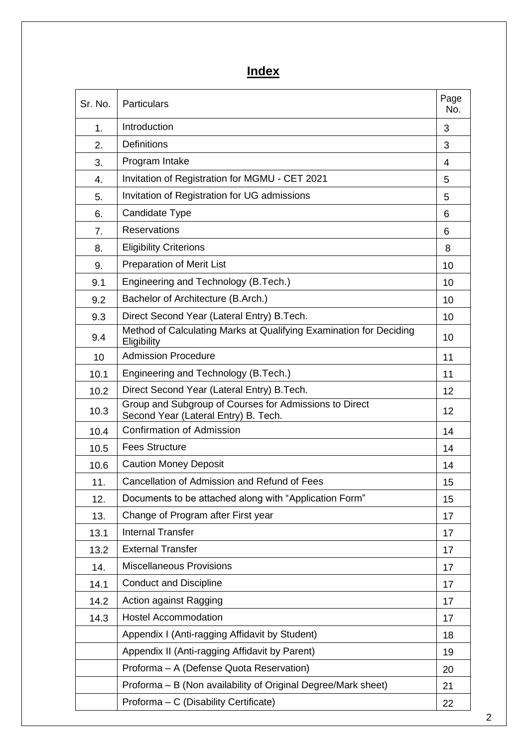# Index

| Sr. No. | Particulars | Page No. |
|---|---|---|
| 1. | Introduction | 3 |
| 2. | Definitions | 3 |
| 3. | Program Intake | 4 |
| 4. | Invitation of Registration for MGMU - CET 2021 | 5 |
| 5. | Invitation of Registration for UG admissions | 5 |
| 6. | Candidate Type | 6 |
| 7. | Reservations | 6 |
| 8. | Eligibility Criterions | 8 |
| 9. | Preparation of Merit List | 10 |
| 9.1 | Engineering and Technology (B.Tech.) | 10 |
| 9.2 | Bachelor of Architecture (B.Arch.) | 10 |
| 9.3 | Direct Second Year (Lateral Entry) B.Tech. | 10 |
| 9.4 | Method of Calculating Marks at Qualifying Examination for Deciding Eligibility | 10 |
| 10 | Admission Procedure | 11 |
| 10.1 | Engineering and Technology (B.Tech.) | 11 |
| 10.2 | Direct Second Year (Lateral Entry) B.Tech. | 12 |
| 10.3 | Group and Subgroup of Courses for Admissions to Direct Second Year (Lateral Entry) B. Tech. | 12 |
| 10.4 | Confirmation of Admission | 14 |
| 10.5 | Fees Structure | 14 |
| 10.6 | Caution Money Deposit | 14 |
| 11. | Cancellation of Admission and Refund of Fees | 15 |
| 12. | Documents to be attached along with "Application Form" | 15 |
| 13. | Change of Program after First year | 17 |
| 13.1 | Internal Transfer | 17 |
| 13.2 | External Transfer | 17 |
| 14. | Miscellaneous Provisions | 17 |
| 14.1 | Conduct and Discipline | 17 |
| 14.2 | Action against Ragging | 17 |
| 14.3 | Hostel Accommodation | 17 |
| | Appendix I (Anti-ragging Affidavit by Student) | 18 |
| | Appendix II (Anti-ragging Affidavit by Parent) | 19 |
| | Proforma – A (Defense Quota Reservation) | 20 |
| | Proforma – B (Non availability of Original Degree/Mark sheet) | 21 |
| | Proforma – C (Disability Certificate) | 22 |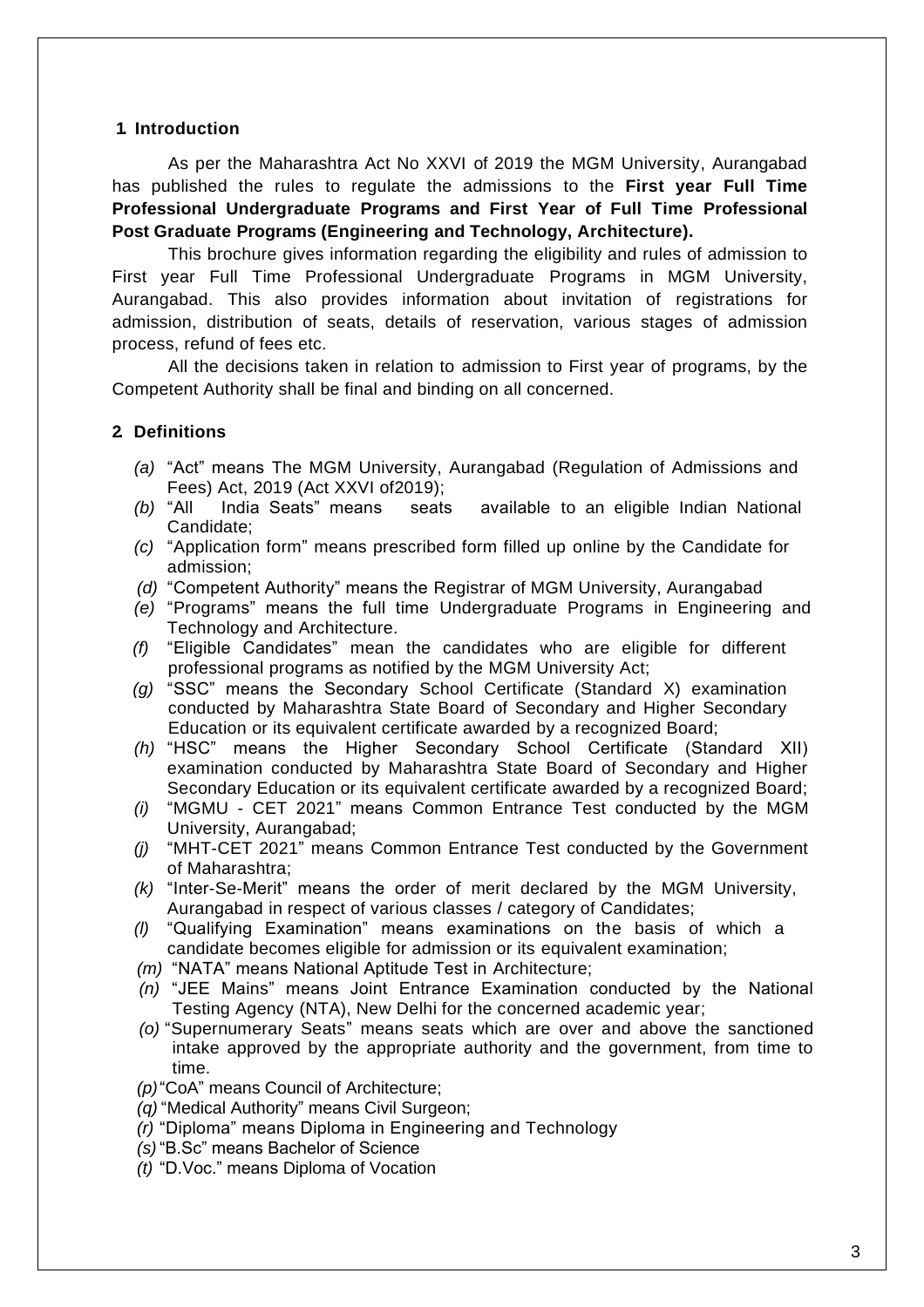## 1. Introduction

As per the Maharashtra Act No XXVI of 2019 the MGM University, Aurangabad has published the rules to regulate the admissions to the **First year Full Time Professional Undergraduate Programs and First Year of Full Time Professional Post Graduate Programs (Engineering and Technology, Architecture).**

This brochure gives information regarding the eligibility and rules of admission to First year Full Time Professional Undergraduate Programs in MGM University, Aurangabad. This also provides information about invitation of registrations for admission, distribution of seats, details of reservation, various stages of admission process, refund of fees etc.

All the decisions taken in relation to admission to First year of programs, by the Competent Authority shall be final and binding on all concerned.

## 2. Definitions

- *(a)* "Act" means The MGM University, Aurangabad (Regulation of Admissions and Fees) Act, 2019 (Act XXVI of2019);
- *(b)* "All India Seats" means seats available to an eligible Indian National Candidate;
- *(c)* "Application form" means prescribed form filled up online by the Candidate for admission;
- *(d)* "Competent Authority" means the Registrar of MGM University, Aurangabad
- *(e)* "Programs" means the full time Undergraduate Programs in Engineering and Technology and Architecture.
- *(f)* "Eligible Candidates" mean the candidates who are eligible for different professional programs as notified by the MGM University Act;
- *(g)* "SSC" means the Secondary School Certificate (Standard X) examination conducted by Maharashtra State Board of Secondary and Higher Secondary Education or its equivalent certificate awarded by a recognized Board;
- *(h)* "HSC" means the Higher Secondary School Certificate (Standard XII) examination conducted by Maharashtra State Board of Secondary and Higher Secondary Education or its equivalent certificate awarded by a recognized Board;
- *(i)* "MGMU - CET 2021" means Common Entrance Test conducted by the MGM University, Aurangabad;
- *(j)* "MHT-CET 2021" means Common Entrance Test conducted by the Government of Maharashtra;
- *(k)* "Inter-Se-Merit" means the order of merit declared by the MGM University, Aurangabad in respect of various classes / category of Candidates;
- *(l)* "Qualifying Examination" means examinations on the basis of which a candidate becomes eligible for admission or its equivalent examination;
- *(m)* "NATA" means National Aptitude Test in Architecture;
- *(n)* "JEE Mains" means Joint Entrance Examination conducted by the National Testing Agency (NTA), New Delhi for the concerned academic year;
- *(o)* "Supernumerary Seats" means seats which are over and above the sanctioned intake approved by the appropriate authority and the government, from time to time.
- *(p)* "CoA" means Council of Architecture;
- *(q)* "Medical Authority" means Civil Surgeon;
- *(r)* "Diploma" means Diploma in Engineering and Technology
- *(s)* "B.Sc" means Bachelor of Science
- *(t)* "D.Voc." means Diploma of Vocation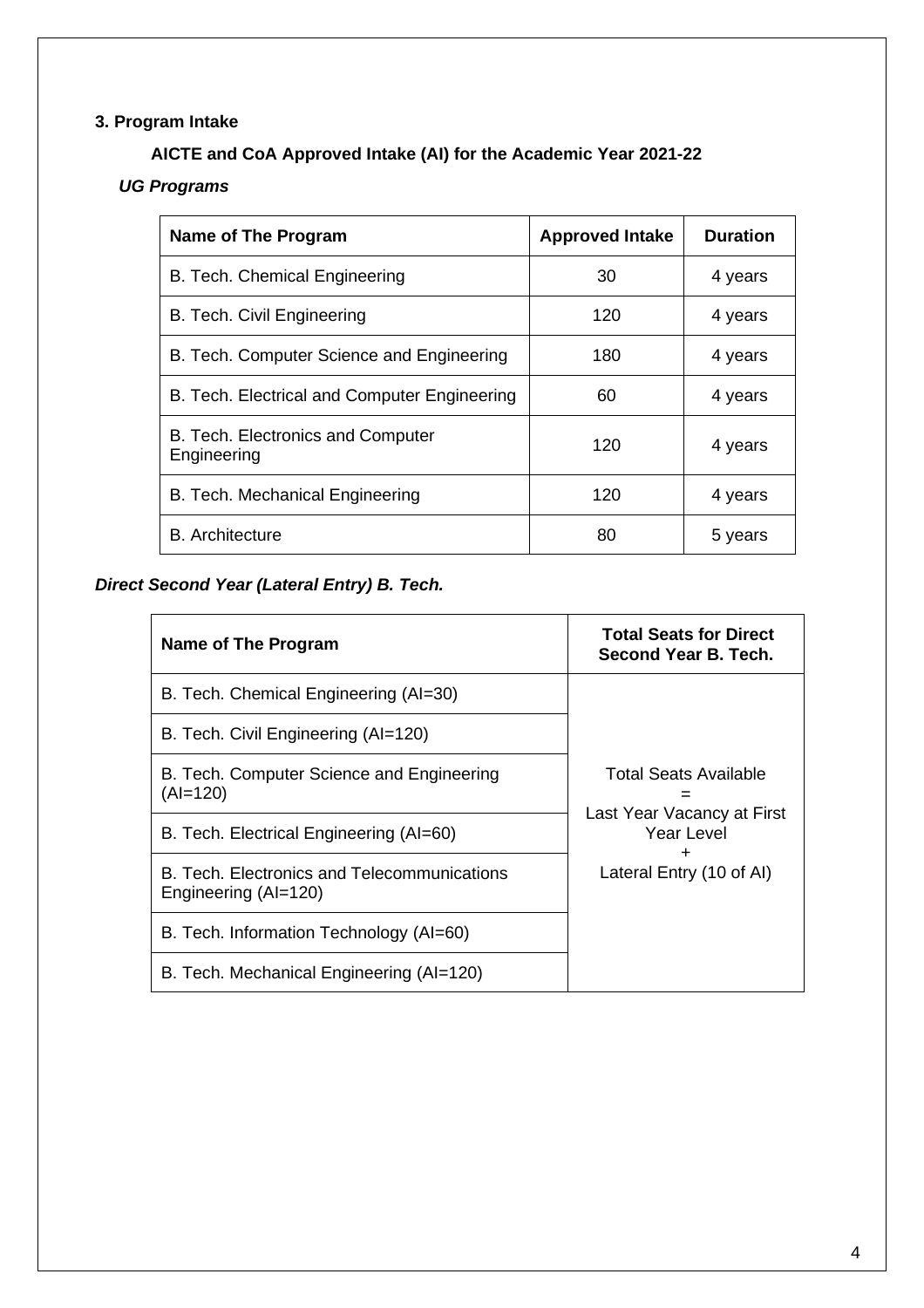## 3. Program Intake

### AICTE and CoA Approved Intake (AI) for the Academic Year 2021-22

***UG Programs***

| Name of The Program | Approved Intake | Duration |
|---|---|---|
| B. Tech. Chemical Engineering | 30 | 4 years |
| B. Tech. Civil Engineering | 120 | 4 years |
| B. Tech. Computer Science and Engineering | 180 | 4 years |
| B. Tech. Electrical and Computer Engineering | 60 | 4 years |
| B. Tech. Electronics and Computer Engineering | 120 | 4 years |
| B. Tech. Mechanical Engineering | 120 | 4 years |
| B. Architecture | 80 | 5 years |

***Direct Second Year (Lateral Entry) B. Tech.***

| Name of The Program | Total Seats for Direct Second Year B. Tech. |
|---|---|
| B. Tech. Chemical Engineering (AI=30) | Total Seats Available = Last Year Vacancy at First Year Level + Lateral Entry (10 of AI) |
| B. Tech. Civil Engineering (AI=120) | |
| B. Tech. Computer Science and Engineering (AI=120) | |
| B. Tech. Electrical Engineering (AI=60) | |
| B. Tech. Electronics and Telecommunications Engineering (AI=120) | |
| B. Tech. Information Technology (AI=60) | |
| B. Tech. Mechanical Engineering (AI=120) | |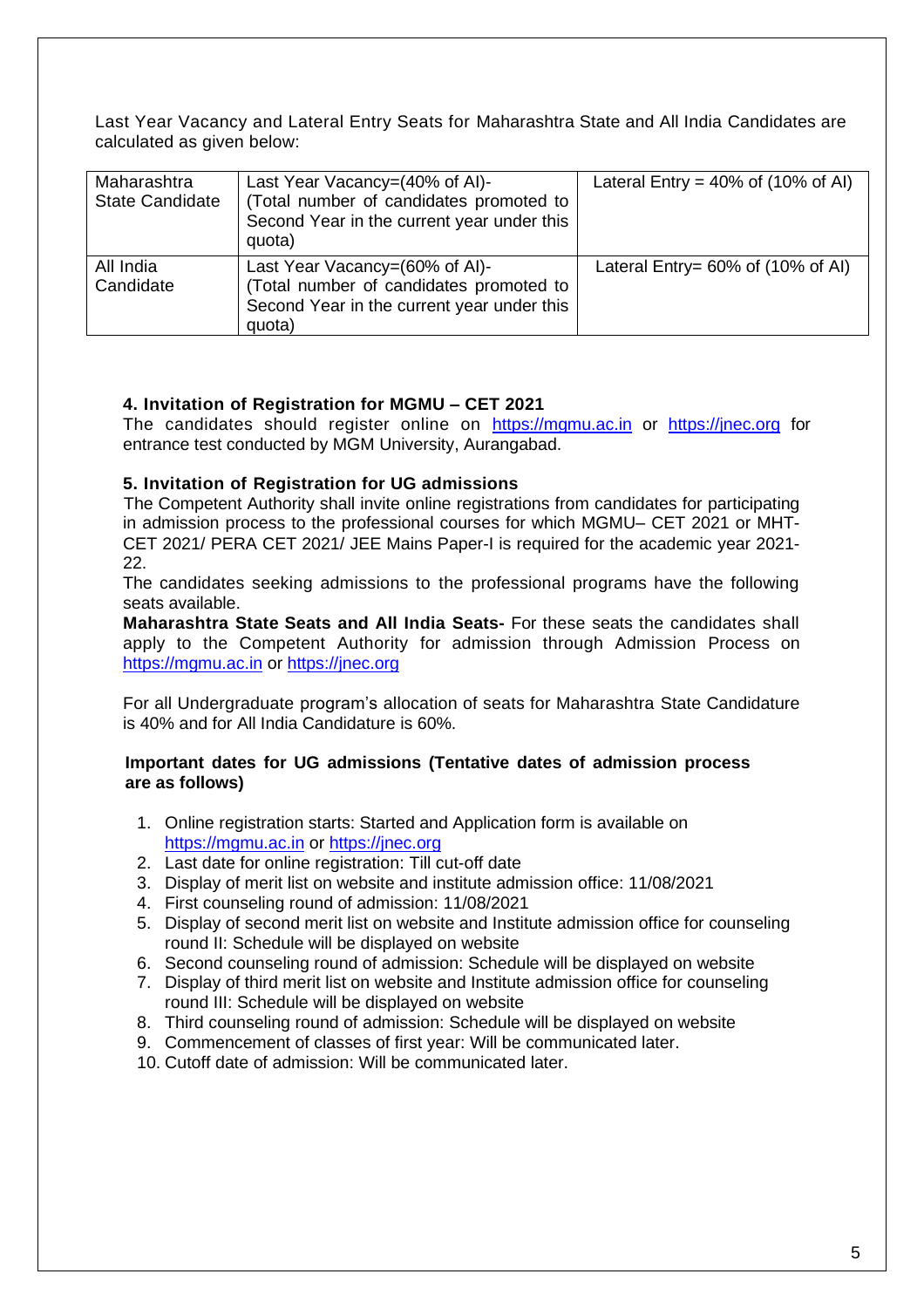Last Year Vacancy and Lateral Entry Seats for Maharashtra State and All India Candidates are calculated as given below:

| Maharashtra State Candidate | Last Year Vacancy=(40% of AI)-(Total number of candidates promoted to Second Year in the current year under this quota) | Lateral Entry = 40% of (10% of AI) |
|---|---|---|
| All India Candidate | Last Year Vacancy=(60% of AI)-(Total number of candidates promoted to Second Year in the current year under this quota) | Lateral Entry= 60% of (10% of AI) |

### 4. Invitation of Registration for MGMU – CET 2021

The candidates should register online on https://mgmu.ac.in or https://jnec.org for entrance test conducted by MGM University, Aurangabad.

### 5. Invitation of Registration for UG admissions

The Competent Authority shall invite online registrations from candidates for participating in admission process to the professional courses for which MGMU– CET 2021 or MHT-CET 2021/ PERA CET 2021/ JEE Mains Paper-I is required for the academic year 2021-22.

The candidates seeking admissions to the professional programs have the following seats available.

**Maharashtra State Seats and All India Seats-** For these seats the candidates shall apply to the Competent Authority for admission through Admission Process on https://mgmu.ac.in or https://jnec.org

For all Undergraduate program's allocation of seats for Maharashtra State Candidature is 40% and for All India Candidature is 60%.

**Important dates for UG admissions (Tentative dates of admission process are as follows)**

1. Online registration starts: Started and Application form is available on https://mgmu.ac.in or https://jnec.org
2. Last date for online registration: Till cut-off date
3. Display of merit list on website and institute admission office: 11/08/2021
4. First counseling round of admission: 11/08/2021
5. Display of second merit list on website and Institute admission office for counseling round II: Schedule will be displayed on website
6. Second counseling round of admission: Schedule will be displayed on website
7. Display of third merit list on website and Institute admission office for counseling round III: Schedule will be displayed on website
8. Third counseling round of admission: Schedule will be displayed on website
9. Commencement of classes of first year: Will be communicated later.
10. Cutoff date of admission: Will be communicated later.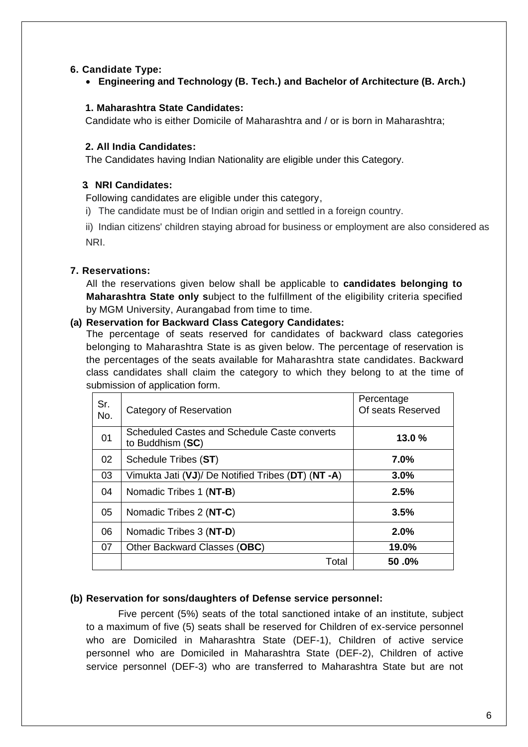## 6. Candidate Type:

- **Engineering and Technology (B. Tech.) and Bachelor of Architecture (B. Arch.)**

**1. Maharashtra State Candidates:**

Candidate who is either Domicile of Maharashtra and / or is born in Maharashtra;

**2. All India Candidates:**

The Candidates having Indian Nationality are eligible under this Category.

**3. NRI Candidates:**

Following candidates are eligible under this category,

i) The candidate must be of Indian origin and settled in a foreign country.

ii) Indian citizens' children staying abroad for business or employment are also considered as NRI.

## 7. Reservations:

All the reservations given below shall be applicable to **candidates belonging to Maharashtra State only s**ubject to the fulfillment of the eligibility criteria specified by MGM University, Aurangabad from time to time.

**(a) Reservation for Backward Class Category Candidates:**

The percentage of seats reserved for candidates of backward class categories belonging to Maharashtra State is as given below. The percentage of reservation is the percentages of the seats available for Maharashtra state candidates. Backward class candidates shall claim the category to which they belong to at the time of submission of application form.

| Sr. No. | Category of Reservation | Percentage Of seats Reserved |
|---|---|---|
| 01 | Scheduled Castes and Schedule Caste converts to Buddhism (**SC**) | **13.0 %** |
| 02 | Schedule Tribes (**ST**) | **7.0%** |
| 03 | Vimukta Jati (**VJ**)/ De Notified Tribes (**DT**) (**NT -A**) | **3.0%** |
| 04 | Nomadic Tribes 1 (**NT-B**) | **2.5%** |
| 05 | Nomadic Tribes 2 (**NT-C**) | **3.5%** |
| 06 | Nomadic Tribes 3 (**NT-D**) | **2.0%** |
| 07 | Other Backward Classes (**OBC**) | **19.0%** |
| | Total | **50 .0%** |

**(b) Reservation for sons/daughters of Defense service personnel:**

Five percent (5%) seats of the total sanctioned intake of an institute, subject to a maximum of five (5) seats shall be reserved for Children of ex-service personnel who are Domiciled in Maharashtra State (DEF-1), Children of active service personnel who are Domiciled in Maharashtra State (DEF-2), Children of active service personnel (DEF-3) who are transferred to Maharashtra State but are not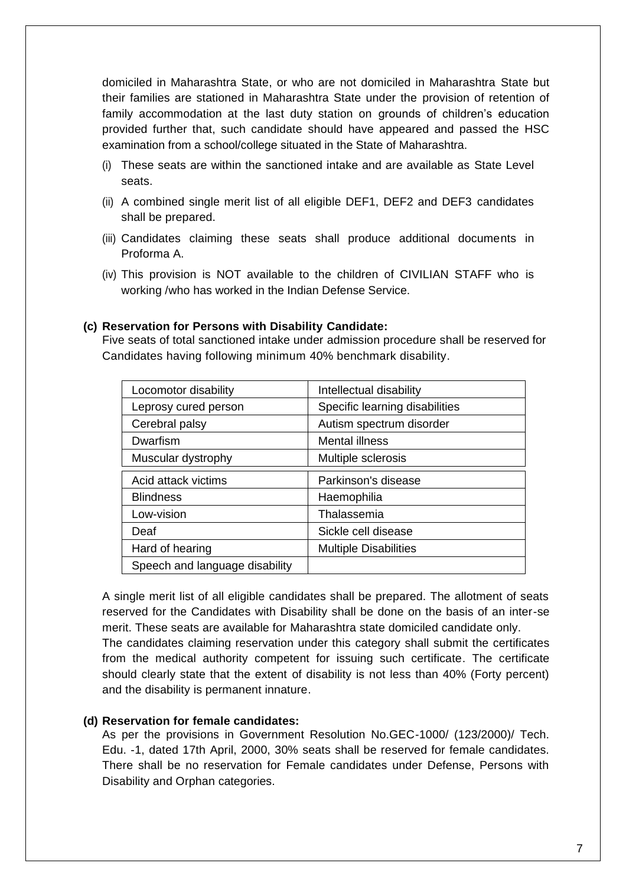domiciled in Maharashtra State, or who are not domiciled in Maharashtra State but their families are stationed in Maharashtra State under the provision of retention of family accommodation at the last duty station on grounds of children's education provided further that, such candidate should have appeared and passed the HSC examination from a school/college situated in the State of Maharashtra.

(i) These seats are within the sanctioned intake and are available as State Level seats.

(ii) A combined single merit list of all eligible DEF1, DEF2 and DEF3 candidates shall be prepared.

(iii) Candidates claiming these seats shall produce additional documents in Proforma A.

(iv) This provision is NOT available to the children of CIVILIAN STAFF who is working /who has worked in the Indian Defense Service.

**(c) Reservation for Persons with Disability Candidate:**

Five seats of total sanctioned intake under admission procedure shall be reserved for Candidates having following minimum 40% benchmark disability.

| | |
|---|---|
| Locomotor disability | Intellectual disability |
| Leprosy cured person | Specific learning disabilities |
| Cerebral palsy | Autism spectrum disorder |
| Dwarfism | Mental illness |
| Muscular dystrophy | Multiple sclerosis |
| Acid attack victims | Parkinson's disease |
| Blindness | Haemophilia |
| Low-vision | Thalassemia |
| Deaf | Sickle cell disease |
| Hard of hearing | Multiple Disabilities |
| Speech and language disability | |

A single merit list of all eligible candidates shall be prepared. The allotment of seats reserved for the Candidates with Disability shall be done on the basis of an inter-se merit. These seats are available for Maharashtra state domiciled candidate only.
The candidates claiming reservation under this category shall submit the certificates from the medical authority competent for issuing such certificate. The certificate should clearly state that the extent of disability is not less than 40% (Forty percent) and the disability is permanent innature.

**(d) Reservation for female candidates:**

As per the provisions in Government Resolution No.GEC-1000/ (123/2000)/ Tech. Edu. -1, dated 17th April, 2000, 30% seats shall be reserved for female candidates. There shall be no reservation for Female candidates under Defense, Persons with Disability and Orphan categories.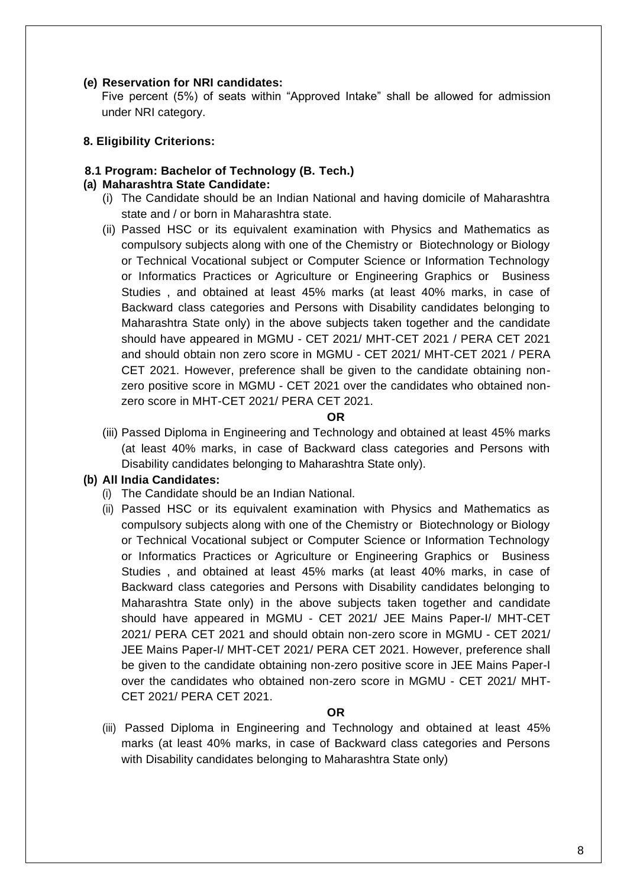**(e) Reservation for NRI candidates:**

Five percent (5%) of seats within “Approved Intake” shall be allowed for admission under NRI category.

## 8. Eligibility Criterions:

### 8.1 Program: Bachelor of Technology (B. Tech.)

**(a) Maharashtra State Candidate:**

(i) The Candidate should be an Indian National and having domicile of Maharashtra state and / or born in Maharashtra state.

(ii) Passed HSC or its equivalent examination with Physics and Mathematics as compulsory subjects along with one of the Chemistry or Biotechnology or Biology or Technical Vocational subject or Computer Science or Information Technology or Informatics Practices or Agriculture or Engineering Graphics or Business Studies , and obtained at least 45% marks (at least 40% marks, in case of Backward class categories and Persons with Disability candidates belonging to Maharashtra State only) in the above subjects taken together and the candidate should have appeared in MGMU - CET 2021/ MHT-CET 2021 / PERA CET 2021 and should obtain non zero score in MGMU - CET 2021/ MHT-CET 2021 / PERA CET 2021. However, preference shall be given to the candidate obtaining non-zero positive score in MGMU - CET 2021 over the candidates who obtained non-zero score in MHT-CET 2021/ PERA CET 2021.

**OR**

(iii) Passed Diploma in Engineering and Technology and obtained at least 45% marks (at least 40% marks, in case of Backward class categories and Persons with Disability candidates belonging to Maharashtra State only).

**(b) All India Candidates:**

(i) The Candidate should be an Indian National.

(ii) Passed HSC or its equivalent examination with Physics and Mathematics as compulsory subjects along with one of the Chemistry or Biotechnology or Biology or Technical Vocational subject or Computer Science or Information Technology or Informatics Practices or Agriculture or Engineering Graphics or Business Studies , and obtained at least 45% marks (at least 40% marks, in case of Backward class categories and Persons with Disability candidates belonging to Maharashtra State only) in the above subjects taken together and candidate should have appeared in MGMU - CET 2021/ JEE Mains Paper-I/ MHT-CET 2021/ PERA CET 2021 and should obtain non-zero score in MGMU - CET 2021/ JEE Mains Paper-I/ MHT-CET 2021/ PERA CET 2021. However, preference shall be given to the candidate obtaining non-zero positive score in JEE Mains Paper-I over the candidates who obtained non-zero score in MGMU - CET 2021/ MHT-CET 2021/ PERA CET 2021.

**OR**

(iii) Passed Diploma in Engineering and Technology and obtained at least 45% marks (at least 40% marks, in case of Backward class categories and Persons with Disability candidates belonging to Maharashtra State only)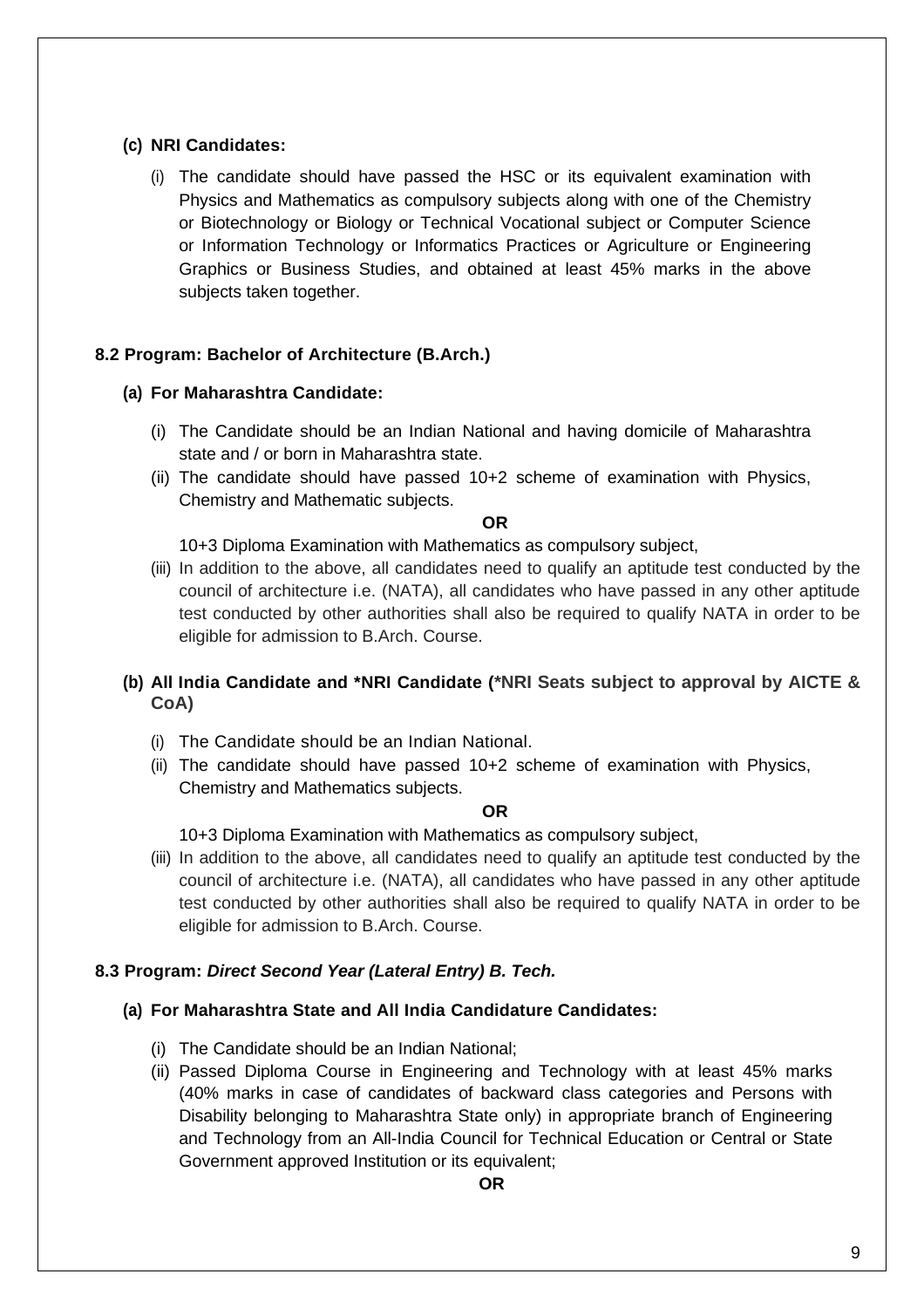**(c) NRI Candidates:**

(i) The candidate should have passed the HSC or its equivalent examination with Physics and Mathematics as compulsory subjects along with one of the Chemistry or Biotechnology or Biology or Technical Vocational subject or Computer Science or Information Technology or Informatics Practices or Agriculture or Engineering Graphics or Business Studies, and obtained at least 45% marks in the above subjects taken together.

### 8.2 Program: Bachelor of Architecture (B.Arch.)

**(a) For Maharashtra Candidate:**

(i) The Candidate should be an Indian National and having domicile of Maharashtra state and / or born in Maharashtra state.

(ii) The candidate should have passed 10+2 scheme of examination with Physics, Chemistry and Mathematic subjects.

**OR**

10+3 Diploma Examination with Mathematics as compulsory subject,

(iii) In addition to the above, all candidates need to qualify an aptitude test conducted by the council of architecture i.e. (NATA), all candidates who have passed in any other aptitude test conducted by other authorities shall also be required to qualify NATA in order to be eligible for admission to B.Arch. Course.

**(b) All India Candidate and \*NRI Candidate (\*NRI Seats subject to approval by AICTE & CoA)**

(i) The Candidate should be an Indian National.

(ii) The candidate should have passed 10+2 scheme of examination with Physics, Chemistry and Mathematics subjects.

**OR**

10+3 Diploma Examination with Mathematics as compulsory subject,

(iii) In addition to the above, all candidates need to qualify an aptitude test conducted by the council of architecture i.e. (NATA), all candidates who have passed in any other aptitude test conducted by other authorities shall also be required to qualify NATA in order to be eligible for admission to B.Arch. Course.

### 8.3 Program: *Direct Second Year (Lateral Entry) B. Tech.*

**(a) For Maharashtra State and All India Candidature Candidates:**

(i) The Candidate should be an Indian National;

(ii) Passed Diploma Course in Engineering and Technology with at least 45% marks (40% marks in case of candidates of backward class categories and Persons with Disability belonging to Maharashtra State only) in appropriate branch of Engineering and Technology from an All-India Council for Technical Education or Central or State Government approved Institution or its equivalent;

**OR**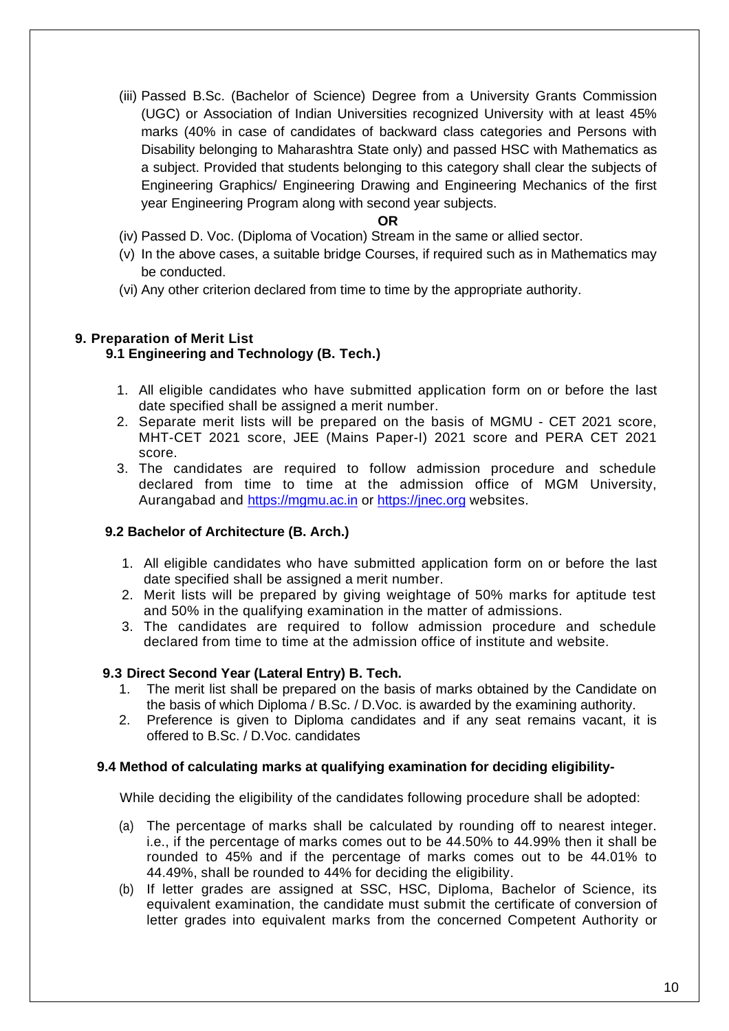(iii) Passed B.Sc. (Bachelor of Science) Degree from a University Grants Commission (UGC) or Association of Indian Universities recognized University with at least 45% marks (40% in case of candidates of backward class categories and Persons with Disability belonging to Maharashtra State only) and passed HSC with Mathematics as a subject. Provided that students belonging to this category shall clear the subjects of Engineering Graphics/ Engineering Drawing and Engineering Mechanics of the first year Engineering Program along with second year subjects.

**OR**

(iv) Passed D. Voc. (Diploma of Vocation) Stream in the same or allied sector.

(v) In the above cases, a suitable bridge Courses, if required such as in Mathematics may be conducted.

(vi) Any other criterion declared from time to time by the appropriate authority.

## 9. Preparation of Merit List

### 9.1 Engineering and Technology (B. Tech.)

1. All eligible candidates who have submitted application form on or before the last date specified shall be assigned a merit number.
2. Separate merit lists will be prepared on the basis of MGMU - CET 2021 score, MHT-CET 2021 score, JEE (Mains Paper-I) 2021 score and PERA CET 2021 score.
3. The candidates are required to follow admission procedure and schedule declared from time to time at the admission office of MGM University, Aurangabad and https://mgmu.ac.in or https://jnec.org websites.

### 9.2 Bachelor of Architecture (B. Arch.)

1. All eligible candidates who have submitted application form on or before the last date specified shall be assigned a merit number.
2. Merit lists will be prepared by giving weightage of 50% marks for aptitude test and 50% in the qualifying examination in the matter of admissions.
3. The candidates are required to follow admission procedure and schedule declared from time to time at the admission office of institute and website.

### 9.3 Direct Second Year (Lateral Entry) B. Tech.

1. The merit list shall be prepared on the basis of marks obtained by the Candidate on the basis of which Diploma / B.Sc. / D.Voc. is awarded by the examining authority.
2. Preference is given to Diploma candidates and if any seat remains vacant, it is offered to B.Sc. / D.Voc. candidates

### 9.4 Method of calculating marks at qualifying examination for deciding eligibility-

While deciding the eligibility of the candidates following procedure shall be adopted:

(a) The percentage of marks shall be calculated by rounding off to nearest integer. i.e., if the percentage of marks comes out to be 44.50% to 44.99% then it shall be rounded to 45% and if the percentage of marks comes out to be 44.01% to 44.49%, shall be rounded to 44% for deciding the eligibility.

(b) If letter grades are assigned at SSC, HSC, Diploma, Bachelor of Science, its equivalent examination, the candidate must submit the certificate of conversion of letter grades into equivalent marks from the concerned Competent Authority or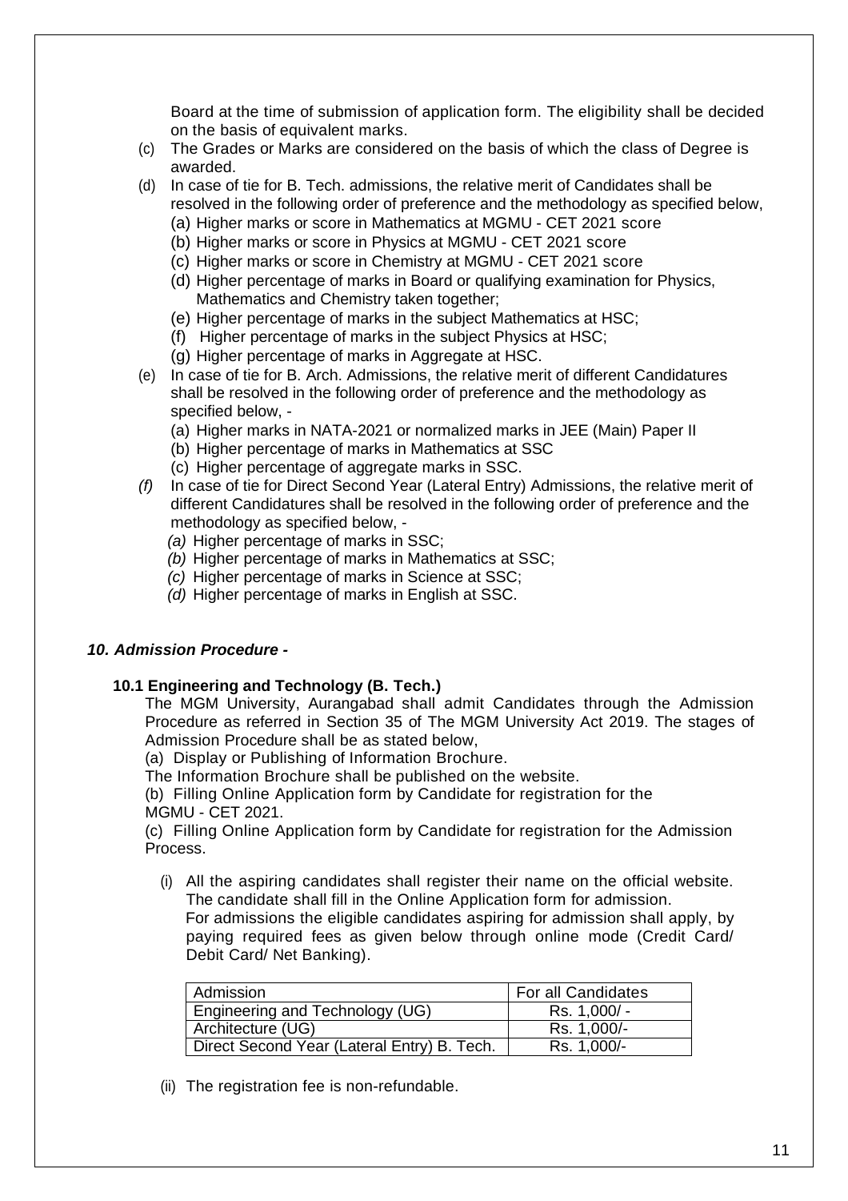Board at the time of submission of application form. The eligibility shall be decided on the basis of equivalent marks.

(c) The Grades or Marks are considered on the basis of which the class of Degree is awarded.

(d) In case of tie for B. Tech. admissions, the relative merit of Candidates shall be resolved in the following order of preference and the methodology as specified below,
   - (a) Higher marks or score in Mathematics at MGMU - CET 2021 score
   - (b) Higher marks or score in Physics at MGMU - CET 2021 score
   - (c) Higher marks or score in Chemistry at MGMU - CET 2021 score
   - (d) Higher percentage of marks in Board or qualifying examination for Physics, Mathematics and Chemistry taken together;
   - (e) Higher percentage of marks in the subject Mathematics at HSC;
   - (f) Higher percentage of marks in the subject Physics at HSC;
   - (g) Higher percentage of marks in Aggregate at HSC.

(e) In case of tie for B. Arch. Admissions, the relative merit of different Candidatures shall be resolved in the following order of preference and the methodology as specified below, -
   - (a) Higher marks in NATA-2021 or normalized marks in JEE (Main) Paper II
   - (b) Higher percentage of marks in Mathematics at SSC
   - (c) Higher percentage of aggregate marks in SSC.

*(f)* In case of tie for Direct Second Year (Lateral Entry) Admissions, the relative merit of different Candidatures shall be resolved in the following order of preference and the methodology as specified below, -
   - *(a)* Higher percentage of marks in SSC;
   - *(b)* Higher percentage of marks in Mathematics at SSC;
   - *(c)* Higher percentage of marks in Science at SSC;
   - *(d)* Higher percentage of marks in English at SSC.

## *10. Admission Procedure -*

### 10.1 Engineering and Technology (B. Tech.)

The MGM University, Aurangabad shall admit Candidates through the Admission Procedure as referred in Section 35 of The MGM University Act 2019. The stages of Admission Procedure shall be as stated below,

(a) Display or Publishing of Information Brochure.

The Information Brochure shall be published on the website.

(b) Filling Online Application form by Candidate for registration for the MGMU - CET 2021.

(c) Filling Online Application form by Candidate for registration for the Admission Process.

(i) All the aspiring candidates shall register their name on the official website. The candidate shall fill in the Online Application form for admission. For admissions the eligible candidates aspiring for admission shall apply, by paying required fees as given below through online mode (Credit Card/ Debit Card/ Net Banking).

| Admission | For all Candidates |
|---|---|
| Engineering and Technology (UG) | Rs. 1,000/ - |
| Architecture (UG) | Rs. 1,000/- |
| Direct Second Year (Lateral Entry) B. Tech. | Rs. 1,000/- |

(ii) The registration fee is non-refundable.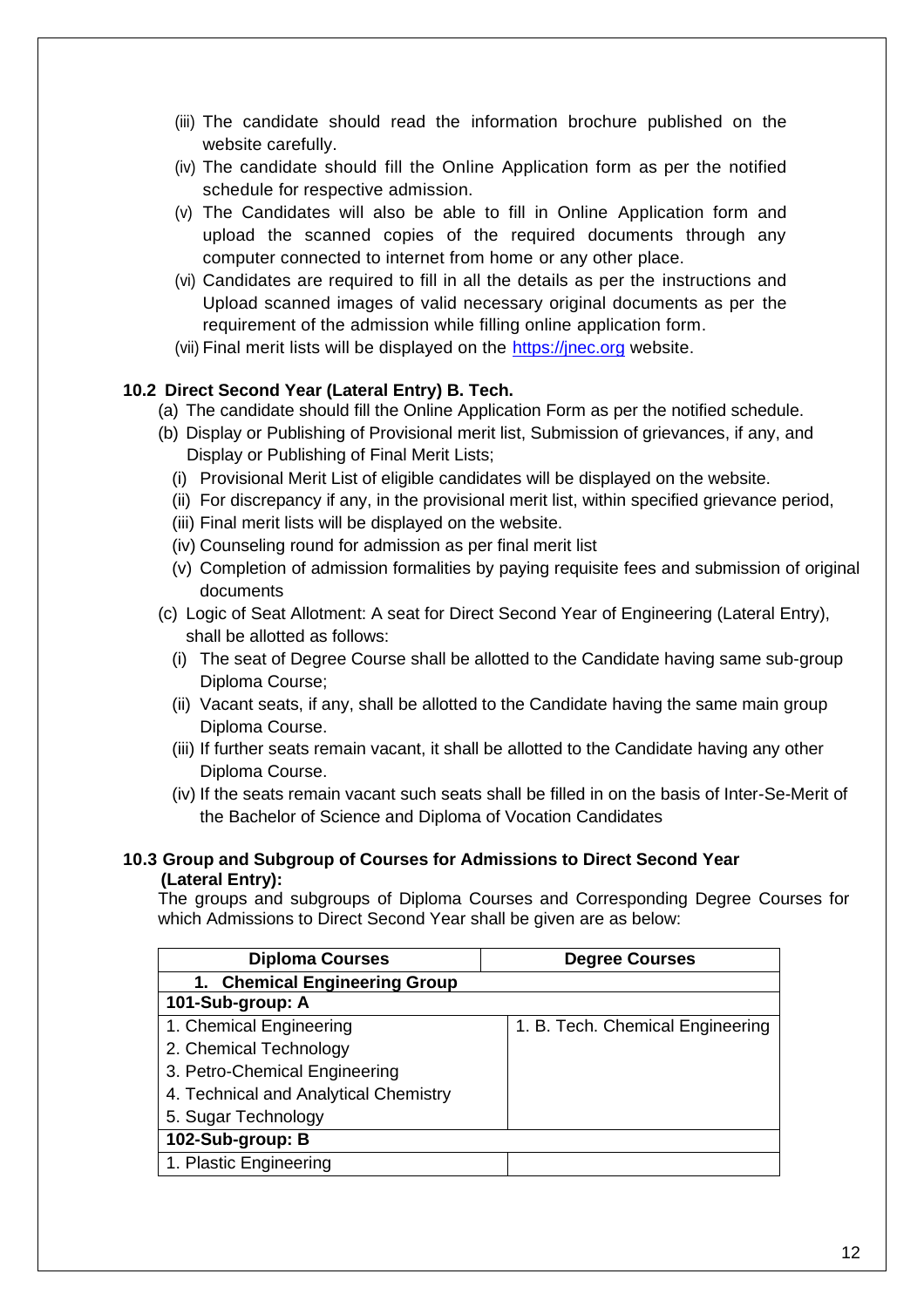(iii) The candidate should read the information brochure published on the website carefully.

(iv) The candidate should fill the Online Application form as per the notified schedule for respective admission.

(v) The Candidates will also be able to fill in Online Application form and upload the scanned copies of the required documents through any computer connected to internet from home or any other place.

(vi) Candidates are required to fill in all the details as per the instructions and Upload scanned images of valid necessary original documents as per the requirement of the admission while filling online application form.

(vii) Final merit lists will be displayed on the https://jnec.org website.

### 10.2 Direct Second Year (Lateral Entry) B. Tech.

(a) The candidate should fill the Online Application Form as per the notified schedule.

(b) Display or Publishing of Provisional merit list, Submission of grievances, if any, and Display or Publishing of Final Merit Lists;

- (i) Provisional Merit List of eligible candidates will be displayed on the website.
- (ii) For discrepancy if any, in the provisional merit list, within specified grievance period,
- (iii) Final merit lists will be displayed on the website.
- (iv) Counseling round for admission as per final merit list
- (v) Completion of admission formalities by paying requisite fees and submission of original documents

(c) Logic of Seat Allotment: A seat for Direct Second Year of Engineering (Lateral Entry), shall be allotted as follows:

- (i) The seat of Degree Course shall be allotted to the Candidate having same sub-group Diploma Course;
- (ii) Vacant seats, if any, shall be allotted to the Candidate having the same main group Diploma Course.
- (iii) If further seats remain vacant, it shall be allotted to the Candidate having any other Diploma Course.
- (iv) If the seats remain vacant such seats shall be filled in on the basis of Inter-Se-Merit of the Bachelor of Science and Diploma of Vocation Candidates

### 10.3 Group and Subgroup of Courses for Admissions to Direct Second Year (Lateral Entry):

The groups and subgroups of Diploma Courses and Corresponding Degree Courses for which Admissions to Direct Second Year shall be given are as below:

| Diploma Courses | Degree Courses |
|---|---|
| **1. Chemical Engineering Group** | |
| **101-Sub-group: A** | |
| 1. Chemical Engineering | 1. B. Tech. Chemical Engineering |
| 2. Chemical Technology | |
| 3. Petro-Chemical Engineering | |
| 4. Technical and Analytical Chemistry | |
| 5. Sugar Technology | |
| **102-Sub-group: B** | |
| 1. Plastic Engineering | |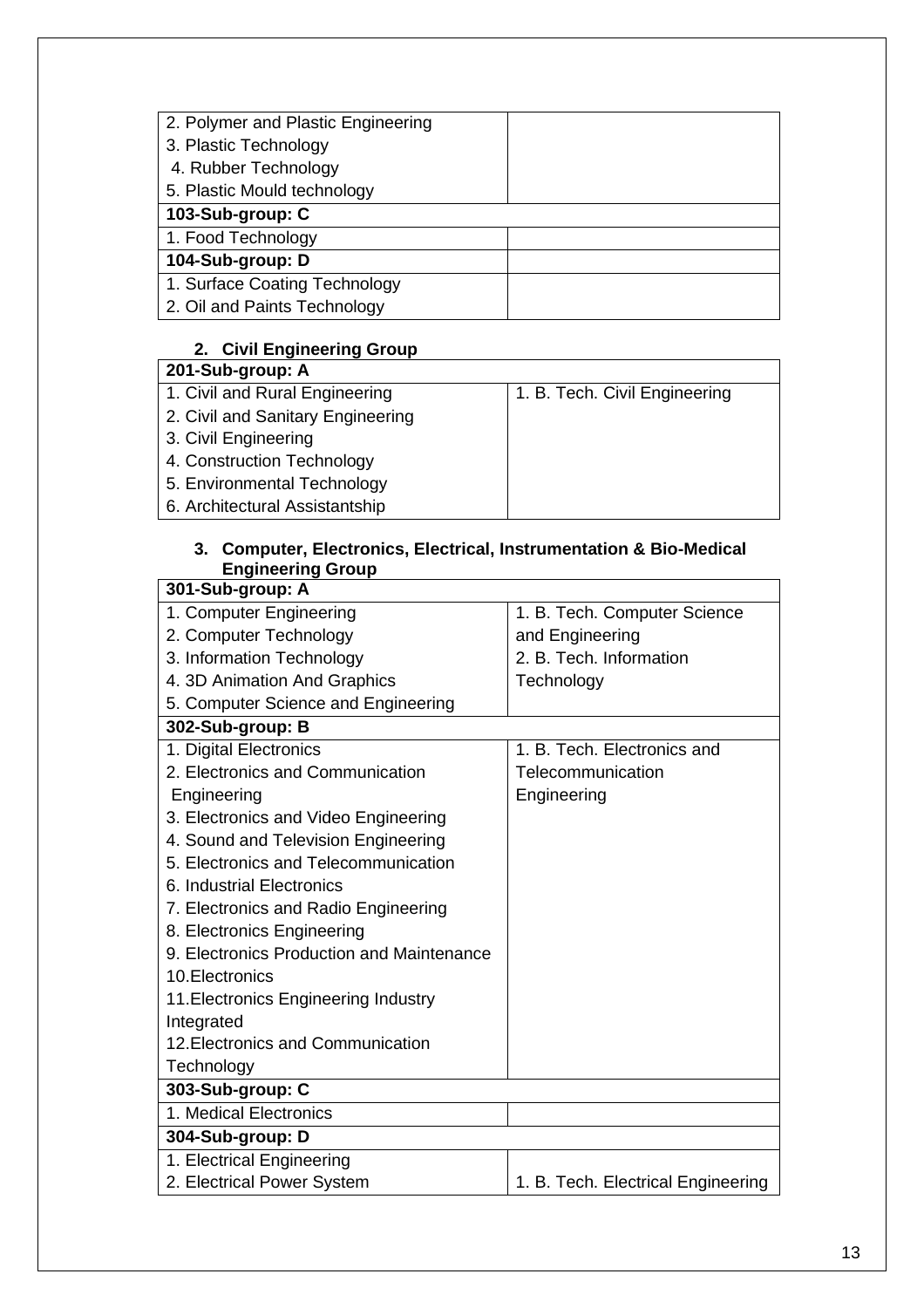| | |
|---|---|
| 2. Polymer and Plastic Engineering<br>3. Plastic Technology<br>4. Rubber Technology<br>5. Plastic Mould technology | |
| **103-Sub-group: C** | |
| 1. Food Technology | |
| **104-Sub-group: D** | |
| 1. Surface Coating Technology<br>2. Oil and Paints Technology | |

**2. Civil Engineering Group**

| **201-Sub-group: A** | |
|---|---|
| 1. Civil and Rural Engineering<br>2. Civil and Sanitary Engineering<br>3. Civil Engineering<br>4. Construction Technology<br>5. Environmental Technology<br>6. Architectural Assistantship | 1. B. Tech. Civil Engineering |

**3. Computer, Electronics, Electrical, Instrumentation & Bio-Medical Engineering Group**

| **301-Sub-group: A** | |
|---|---|
| 1. Computer Engineering<br>2. Computer Technology<br>3. Information Technology<br>4. 3D Animation And Graphics<br>5. Computer Science and Engineering | 1. B. Tech. Computer Science and Engineering<br>2. B. Tech. Information Technology |
| **302-Sub-group: B** | |
| 1. Digital Electronics<br>2. Electronics and Communication Engineering<br>3. Electronics and Video Engineering<br>4. Sound and Television Engineering<br>5. Electronics and Telecommunication<br>6. Industrial Electronics<br>7. Electronics and Radio Engineering<br>8. Electronics Engineering<br>9. Electronics Production and Maintenance<br>10. Electronics<br>11. Electronics Engineering Industry Integrated<br>12. Electronics and Communication Technology | 1. B. Tech. Electronics and Telecommunication Engineering |
| **303-Sub-group: C** | |
| 1. Medical Electronics | |
| **304-Sub-group: D** | |
| 1. Electrical Engineering<br>2. Electrical Power System | 1. B. Tech. Electrical Engineering |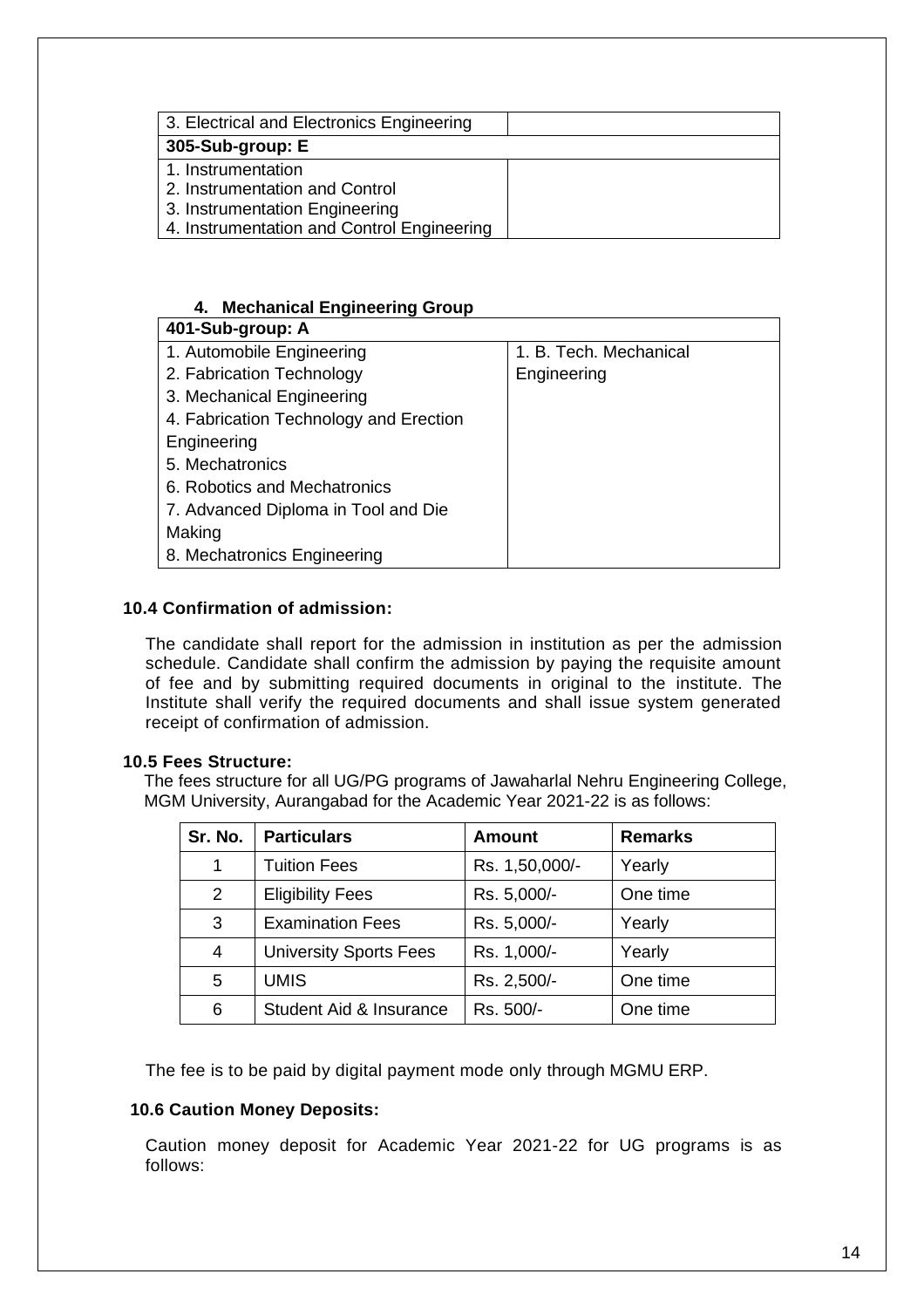| 3. Electrical and Electronics Engineering | |
|---|---|
| **305-Sub-group: E** | |
| 1. Instrumentation<br>2. Instrumentation and Control<br>3. Instrumentation Engineering<br>4. Instrumentation and Control Engineering | |

**4. Mechanical Engineering Group**

| 401-Sub-group: A | |
|---|---|
| 1. Automobile Engineering<br>2. Fabrication Technology<br>3. Mechanical Engineering<br>4. Fabrication Technology and Erection Engineering<br>5. Mechatronics<br>6. Robotics and Mechatronics<br>7. Advanced Diploma in Tool and Die Making<br>8. Mechatronics Engineering | 1. B. Tech. Mechanical Engineering |

### 10.4 Confirmation of admission:

The candidate shall report for the admission in institution as per the admission schedule. Candidate shall confirm the admission by paying the requisite amount of fee and by submitting required documents in original to the institute. The Institute shall verify the required documents and shall issue system generated receipt of confirmation of admission.

### 10.5 Fees Structure:

The fees structure for all UG/PG programs of Jawaharlal Nehru Engineering College, MGM University, Aurangabad for the Academic Year 2021-22 is as follows:

| Sr. No. | Particulars | Amount | Remarks |
|---|---|---|---|
| 1 | Tuition Fees | Rs. 1,50,000/- | Yearly |
| 2 | Eligibility Fees | Rs. 5,000/- | One time |
| 3 | Examination Fees | Rs. 5,000/- | Yearly |
| 4 | University Sports Fees | Rs. 1,000/- | Yearly |
| 5 | UMIS | Rs. 2,500/- | One time |
| 6 | Student Aid & Insurance | Rs. 500/- | One time |

The fee is to be paid by digital payment mode only through MGMU ERP.

### 10.6 Caution Money Deposits:

Caution money deposit for Academic Year 2021-22 for UG programs is as follows: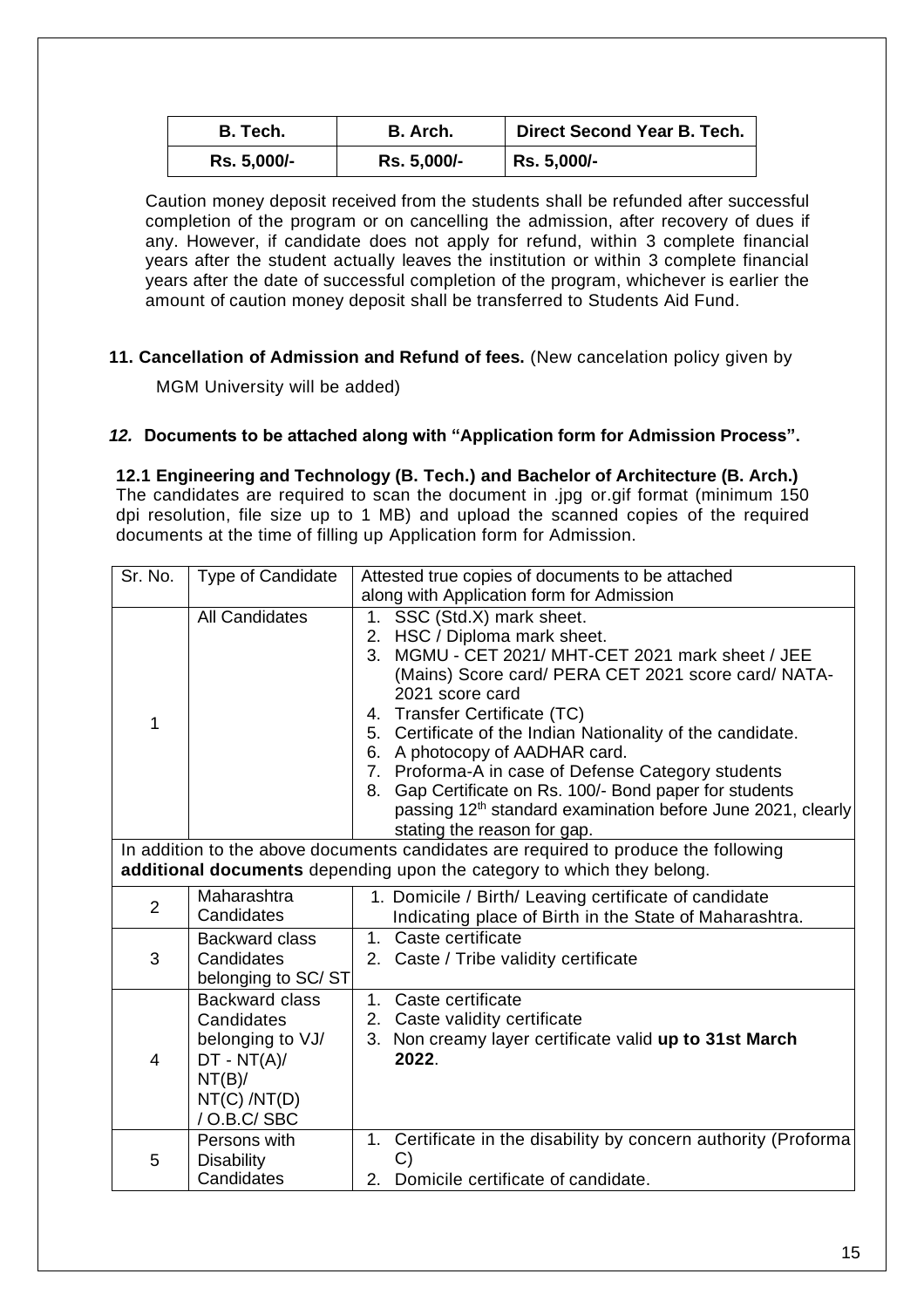| B. Tech. | B. Arch. | Direct Second Year B. Tech. |
|---|---|---|
| Rs. 5,000/- | Rs. 5,000/- | Rs. 5,000/- |

Caution money deposit received from the students shall be refunded after successful completion of the program or on cancelling the admission, after recovery of dues if any. However, if candidate does not apply for refund, within 3 complete financial years after the student actually leaves the institution or within 3 complete financial years after the date of successful completion of the program, whichever is earlier the amount of caution money deposit shall be transferred to Students Aid Fund.

**11. Cancellation of Admission and Refund of fees.** (New cancelation policy given by MGM University will be added)

***12.* Documents to be attached along with "Application form for Admission Process".**

**12.1 Engineering and Technology (B. Tech.) and Bachelor of Architecture (B. Arch.)**
The candidates are required to scan the document in .jpg or.gif format (minimum 150 dpi resolution, file size up to 1 MB) and upload the scanned copies of the required documents at the time of filling up Application form for Admission.

| Sr. No. | Type of Candidate | Attested true copies of documents to be attached along with Application form for Admission |
|---|---|---|
| 1 | All Candidates | 1. SSC (Std.X) mark sheet.<br>2. HSC / Diploma mark sheet.<br>3. MGMU - CET 2021/ MHT-CET 2021 mark sheet / JEE (Mains) Score card/ PERA CET 2021 score card/ NATA-2021 score card<br>4. Transfer Certificate (TC)<br>5. Certificate of the Indian Nationality of the candidate.<br>6. A photocopy of AADHAR card.<br>7. Proforma-A in case of Defense Category students<br>8. Gap Certificate on Rs. 100/- Bond paper for students passing 12th standard examination before June 2021, clearly stating the reason for gap. |
| In addition to the above documents candidates are required to produce the following **additional documents** depending upon the category to which they belong. | | |
| 2 | Maharashtra Candidates | 1. Domicile / Birth/ Leaving certificate of candidate Indicating place of Birth in the State of Maharashtra. |
| 3 | Backward class Candidates belonging to SC/ ST | 1. Caste certificate<br>2. Caste / Tribe validity certificate |
| 4 | Backward class Candidates belonging to VJ/ DT - NT(A)/ NT(B)/ NT(C) /NT(D) / O.B.C/ SBC | 1. Caste certificate<br>2. Caste validity certificate<br>3. Non creamy layer certificate valid **up to 31st March 2022**. |
| 5 | Persons with Disability Candidates | 1. Certificate in the disability by concern authority (Proforma C)<br>2. Domicile certificate of candidate. |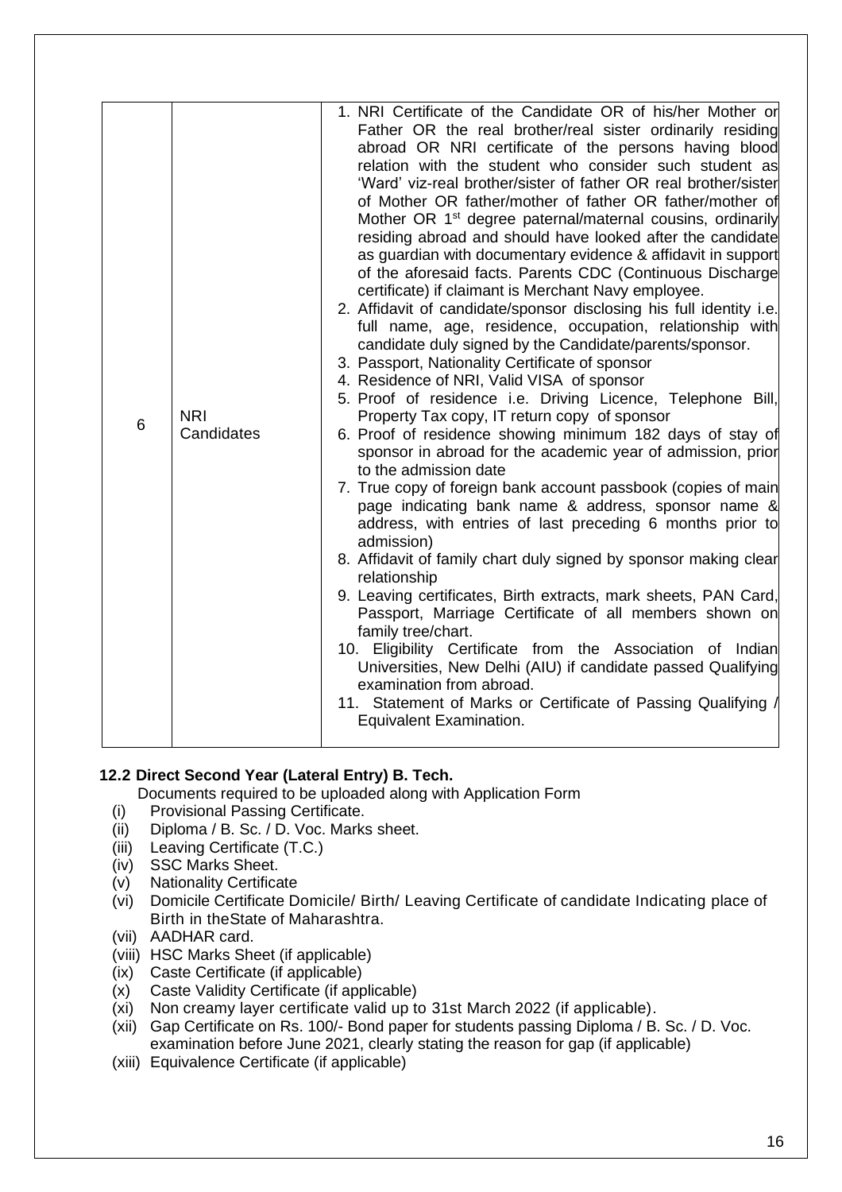| | | |
|---|---|---|
| 6 | NRI Candidates | 1. NRI Certificate of the Candidate OR of his/her Mother or Father OR the real brother/real sister ordinarily residing abroad OR NRI certificate of the persons having blood relation with the student who consider such student as 'Ward' viz-real brother/sister of father OR real brother/sister of Mother OR father/mother of father OR father/mother of Mother OR 1st degree paternal/maternal cousins, ordinarily residing abroad and should have looked after the candidate as guardian with documentary evidence & affidavit in support of the aforesaid facts. Parents CDC (Continuous Discharge certificate) if claimant is Merchant Navy employee.<br>2. Affidavit of candidate/sponsor disclosing his full identity i.e. full name, age, residence, occupation, relationship with candidate duly signed by the Candidate/parents/sponsor.<br>3. Passport, Nationality Certificate of sponsor<br>4. Residence of NRI, Valid VISA of sponsor<br>5. Proof of residence i.e. Driving Licence, Telephone Bill, Property Tax copy, IT return copy of sponsor<br>6. Proof of residence showing minimum 182 days of stay of sponsor in abroad for the academic year of admission, prior to the admission date<br>7. True copy of foreign bank account passbook (copies of main page indicating bank name & address, sponsor name & address, with entries of last preceding 6 months prior to admission)<br>8. Affidavit of family chart duly signed by sponsor making clear relationship<br>9. Leaving certificates, Birth extracts, mark sheets, PAN Card, Passport, Marriage Certificate of all members shown on family tree/chart.<br>10. Eligibility Certificate from the Association of Indian Universities, New Delhi (AIU) if candidate passed Qualifying examination from abroad.<br>11. Statement of Marks or Certificate of Passing Qualifying / Equivalent Examination. |

### 12.2 Direct Second Year (Lateral Entry) B. Tech.

Documents required to be uploaded along with Application Form

(i) Provisional Passing Certificate.
(ii) Diploma / B. Sc. / D. Voc. Marks sheet.
(iii) Leaving Certificate (T.C.)
(iv) SSC Marks Sheet.
(v) Nationality Certificate
(vi) Domicile Certificate Domicile/ Birth/ Leaving Certificate of candidate Indicating place of Birth in theState of Maharashtra.
(vii) AADHAR card.
(viii) HSC Marks Sheet (if applicable)
(ix) Caste Certificate (if applicable)
(x) Caste Validity Certificate (if applicable)
(xi) Non creamy layer certificate valid up to 31st March 2022 (if applicable).
(xii) Gap Certificate on Rs. 100/- Bond paper for students passing Diploma / B. Sc. / D. Voc. examination before June 2021, clearly stating the reason for gap (if applicable)
(xiii) Equivalence Certificate (if applicable)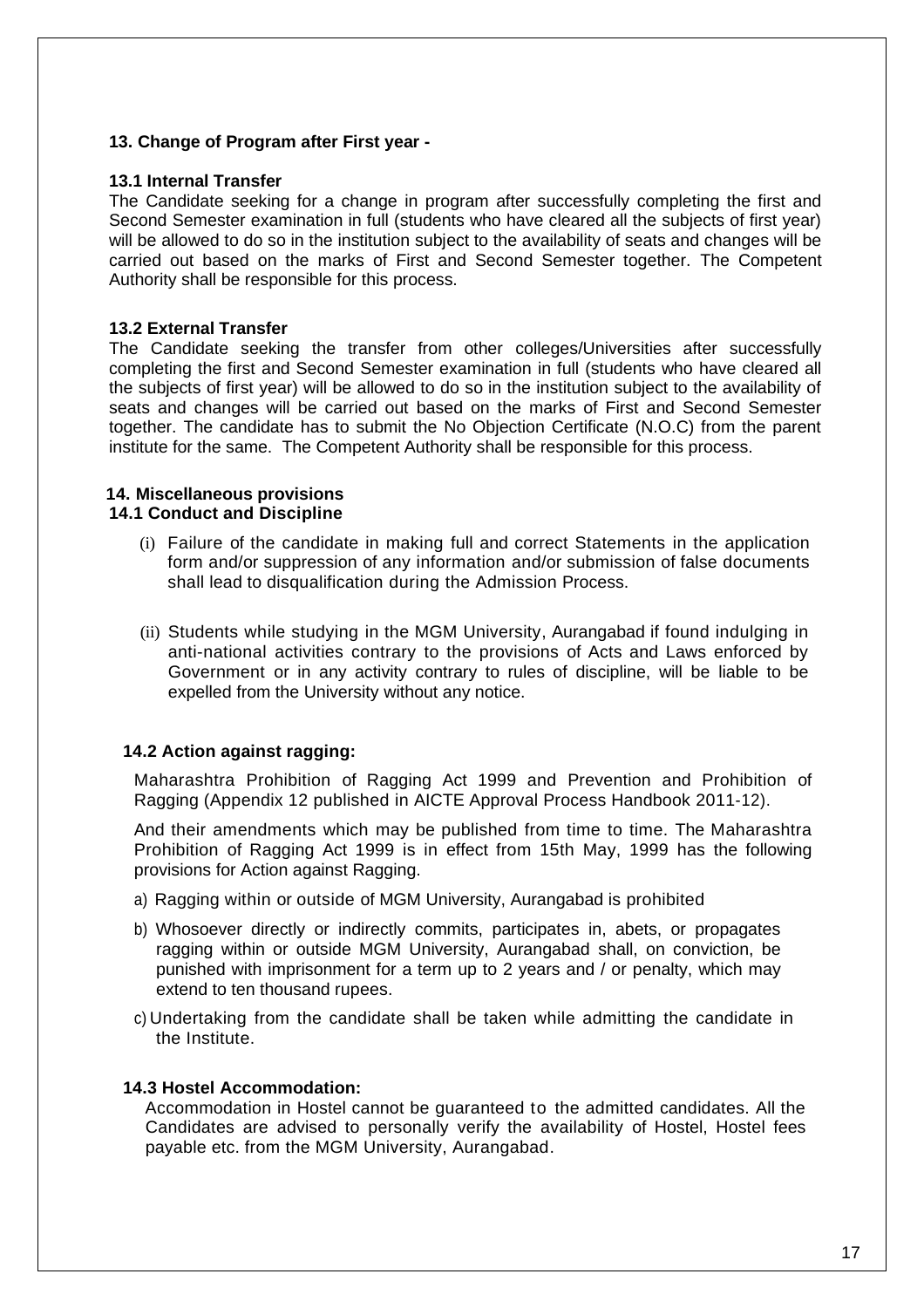## 13. Change of Program after First year -

### 13.1 Internal Transfer

The Candidate seeking for a change in program after successfully completing the first and Second Semester examination in full (students who have cleared all the subjects of first year) will be allowed to do so in the institution subject to the availability of seats and changes will be carried out based on the marks of First and Second Semester together. The Competent Authority shall be responsible for this process.

### 13.2 External Transfer

The Candidate seeking the transfer from other colleges/Universities after successfully completing the first and Second Semester examination in full (students who have cleared all the subjects of first year) will be allowed to do so in the institution subject to the availability of seats and changes will be carried out based on the marks of First and Second Semester together. The candidate has to submit the No Objection Certificate (N.O.C) from the parent institute for the same. The Competent Authority shall be responsible for this process.

## 14. Miscellaneous provisions

### 14.1 Conduct and Discipline

(i) Failure of the candidate in making full and correct Statements in the application form and/or suppression of any information and/or submission of false documents shall lead to disqualification during the Admission Process.

(ii) Students while studying in the MGM University, Aurangabad if found indulging in anti-national activities contrary to the provisions of Acts and Laws enforced by Government or in any activity contrary to rules of discipline, will be liable to be expelled from the University without any notice.

### 14.2 Action against ragging:

Maharashtra Prohibition of Ragging Act 1999 and Prevention and Prohibition of Ragging (Appendix 12 published in AICTE Approval Process Handbook 2011-12).

And their amendments which may be published from time to time. The Maharashtra Prohibition of Ragging Act 1999 is in effect from 15th May, 1999 has the following provisions for Action against Ragging.

a) Ragging within or outside of MGM University, Aurangabad is prohibited

b) Whosoever directly or indirectly commits, participates in, abets, or propagates ragging within or outside MGM University, Aurangabad shall, on conviction, be punished with imprisonment for a term up to 2 years and / or penalty, which may extend to ten thousand rupees.

c) Undertaking from the candidate shall be taken while admitting the candidate in the Institute.

### 14.3 Hostel Accommodation:

Accommodation in Hostel cannot be guaranteed to the admitted candidates. All the Candidates are advised to personally verify the availability of Hostel, Hostel fees payable etc. from the MGM University, Aurangabad.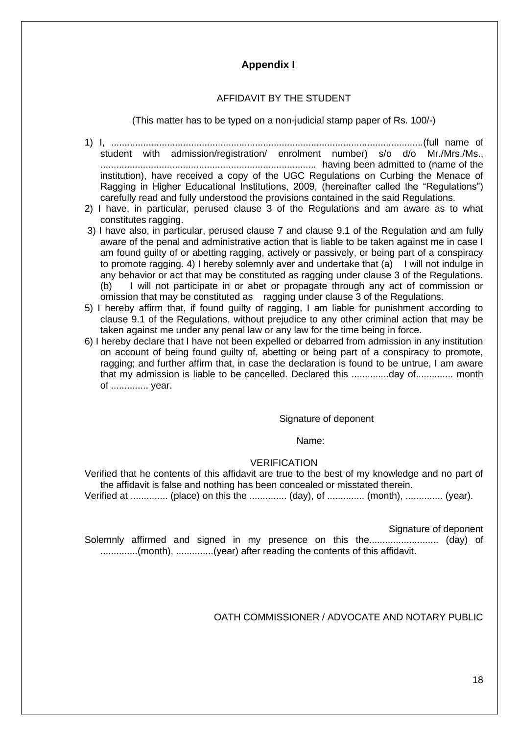## Appendix I

AFFIDAVIT BY THE STUDENT

(This matter has to be typed on a non-judicial stamp paper of Rs. 100/-)

1) I, .....................................................................................................................(full name of student with admission/registration/ enrolment number) s/o d/o Mr./Mrs./Ms., ................................................................................ having been admitted to (name of the institution), have received a copy of the UGC Regulations on Curbing the Menace of Ragging in Higher Educational Institutions, 2009, (hereinafter called the "Regulations") carefully read and fully understood the provisions contained in the said Regulations.
2) I have, in particular, perused clause 3 of the Regulations and am aware as to what constitutes ragging.
3) I have also, in particular, perused clause 7 and clause 9.1 of the Regulation and am fully aware of the penal and administrative action that is liable to be taken against me in case I am found guilty of or abetting ragging, actively or passively, or being part of a conspiracy to promote ragging. 4) I hereby solemnly aver and undertake that (a) I will not indulge in any behavior or act that may be constituted as ragging under clause 3 of the Regulations. (b) I will not participate in or abet or propagate through any act of commission or omission that may be constituted as ragging under clause 3 of the Regulations.
5) I hereby affirm that, if found guilty of ragging, I am liable for punishment according to clause 9.1 of the Regulations, without prejudice to any other criminal action that may be taken against me under any penal law or any law for the time being in force.
6) I hereby declare that I have not been expelled or debarred from admission in any institution on account of being found guilty of, abetting or being part of a conspiracy to promote, ragging; and further affirm that, in case the declaration is found to be untrue, I am aware that my admission is liable to be cancelled. Declared this ..............day of.............. month of .............. year.

Signature of deponent

Name:

VERIFICATION

Verified that he contents of this affidavit are true to the best of my knowledge and no part of the affidavit is false and nothing has been concealed or misstated therein.

Verified at .............. (place) on this the .............. (day), of .............. (month), .............. (year).

Signature of deponent

Solemnly affirmed and signed in my presence on this the.......................... (day) of ..............(month), ..............(year) after reading the contents of this affidavit.

OATH COMMISSIONER / ADVOCATE AND NOTARY PUBLIC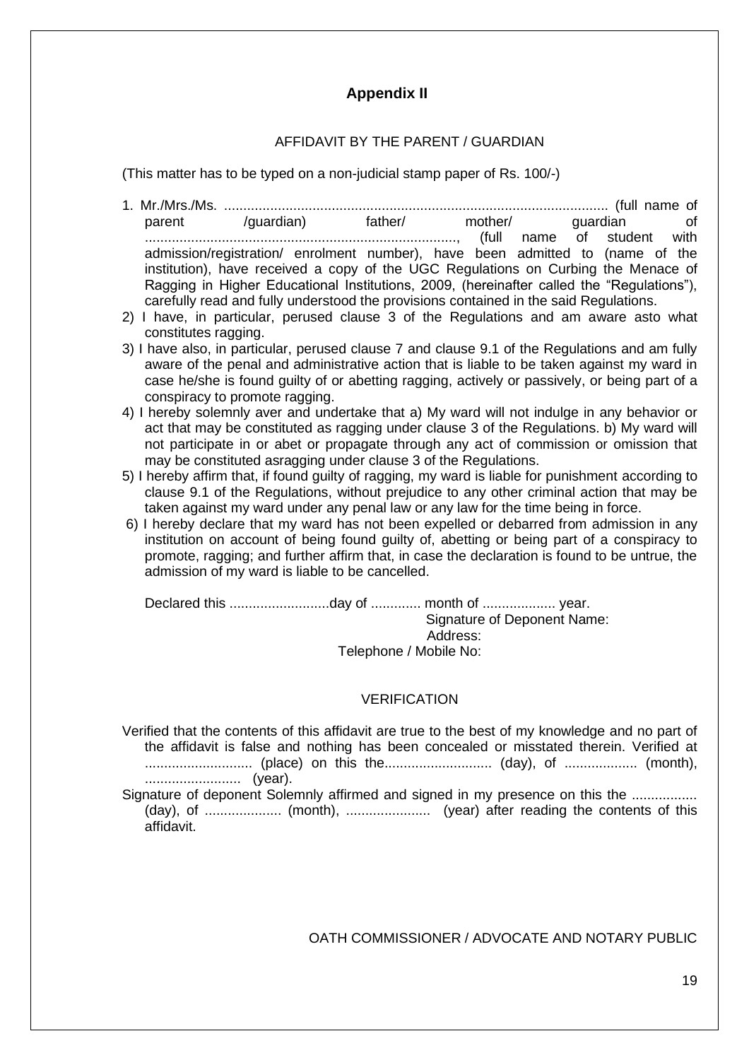## Appendix II

AFFIDAVIT BY THE PARENT / GUARDIAN

(This matter has to be typed on a non-judicial stamp paper of Rs. 100/-)

1. Mr./Mrs./Ms. ................................................................................................... (full name of parent /guardian) father/ mother/ guardian of ................................................................................, (full name of student with admission/registration/ enrolment number), have been admitted to (name of the institution), have received a copy of the UGC Regulations on Curbing the Menace of Ragging in Higher Educational Institutions, 2009, (hereinafter called the "Regulations"), carefully read and fully understood the provisions contained in the said Regulations.
2) I have, in particular, perused clause 3 of the Regulations and am aware asto what constitutes ragging.
3) I have also, in particular, perused clause 7 and clause 9.1 of the Regulations and am fully aware of the penal and administrative action that is liable to be taken against my ward in case he/she is found guilty of or abetting ragging, actively or passively, or being part of a conspiracy to promote ragging.
4) I hereby solemnly aver and undertake that a) My ward will not indulge in any behavior or act that may be constituted as ragging under clause 3 of the Regulations. b) My ward will not participate in or abet or propagate through any act of commission or omission that may be constituted asragging under clause 3 of the Regulations.
5) I hereby affirm that, if found guilty of ragging, my ward is liable for punishment according to clause 9.1 of the Regulations, without prejudice to any other criminal action that may be taken against my ward under any penal law or any law for the time being in force.
6) I hereby declare that my ward has not been expelled or debarred from admission in any institution on account of being found guilty of, abetting or being part of a conspiracy to promote, ragging; and further affirm that, in case the declaration is found to be untrue, the admission of my ward is liable to be cancelled.

Declared this ..........................day of ............. month of ................... year.

Signature of Deponent Name:

Address:

Telephone / Mobile No:

VERIFICATION

Verified that the contents of this affidavit are true to the best of my knowledge and no part of the affidavit is false and nothing has been concealed or misstated therein. Verified at ........................... (place) on this the........................... (day), of ................... (month), ......................... (year).

Signature of deponent Solemnly affirmed and signed in my presence on this the ................. (day), of .................... (month), ...................... (year) after reading the contents of this affidavit.

OATH COMMISSIONER / ADVOCATE AND NOTARY PUBLIC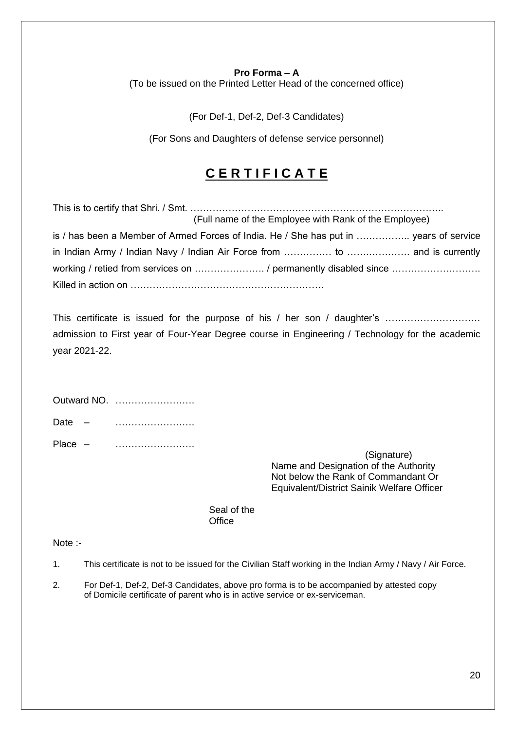**Pro Forma – A**

(To be issued on the Printed Letter Head of the concerned office)

(For Def-1, Def-2, Def-3 Candidates)

(For Sons and Daughters of defense service personnel)

# C E R T I F I C A T E

This is to certify that Shri. / Smt. ……………………………………………………………………..
(Full name of the Employee with Rank of the Employee)

is / has been a Member of Armed Forces of India. He / She has put in …………….. years of service in Indian Army / Indian Navy / Indian Air Force from …………… to ………………… and is currently working / retied from services on …………………. / permanently disabled since ………………………. Killed in action on …………………………………………………….

This certificate is issued for the purpose of his / her son / daughter's ………………………… admission to First year of Four-Year Degree course in Engineering / Technology for the academic year 2021-22.

Outward NO. …………………….

Date – …………………….

Place – …………………….

(Signature)
Name and Designation of the Authority
Not below the Rank of Commandant Or
Equivalent/District Sainik Welfare Officer

Seal of the
Office

Note :-

1. This certificate is not to be issued for the Civilian Staff working in the Indian Army / Navy / Air Force.
2. For Def-1, Def-2, Def-3 Candidates, above pro forma is to be accompanied by attested copy of Domicile certificate of parent who is in active service or ex-serviceman.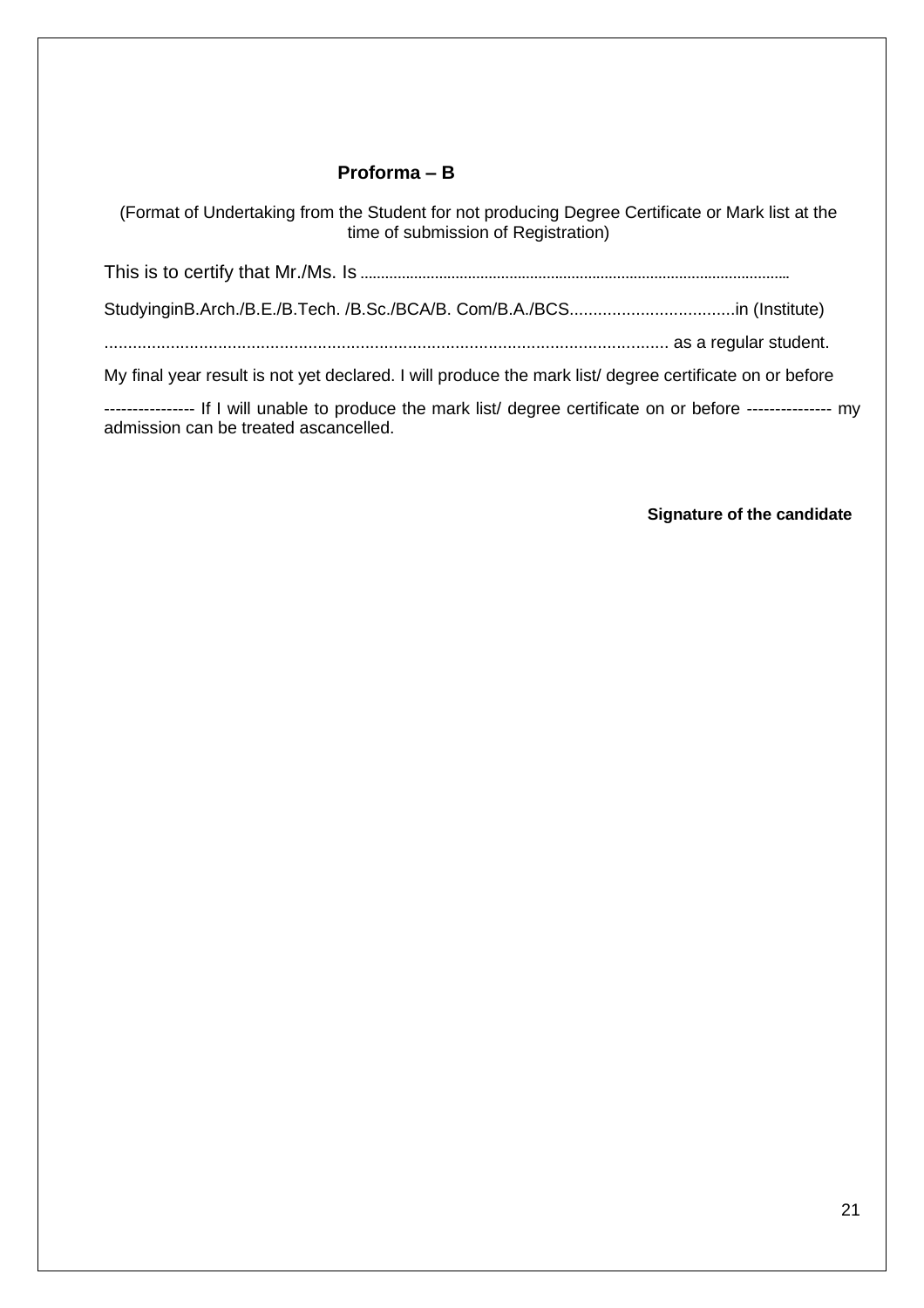**Proforma – B**

(Format of Undertaking from the Student for not producing Degree Certificate or Mark list at the time of submission of Registration)

This is to certify that Mr./Ms. Is ........................................................................................................

StudyinginB.Arch./B.E./B.Tech. /B.Sc./BCA/B. Com/B.A./BCS...................................in (Institute)

....................................................................................................................... as a regular student.

My final year result is not yet declared. I will produce the mark list/ degree certificate on or before

---------------- If I will unable to produce the mark list/ degree certificate on or before --------------- my admission can be treated ascancelled.

**Signature of the candidate**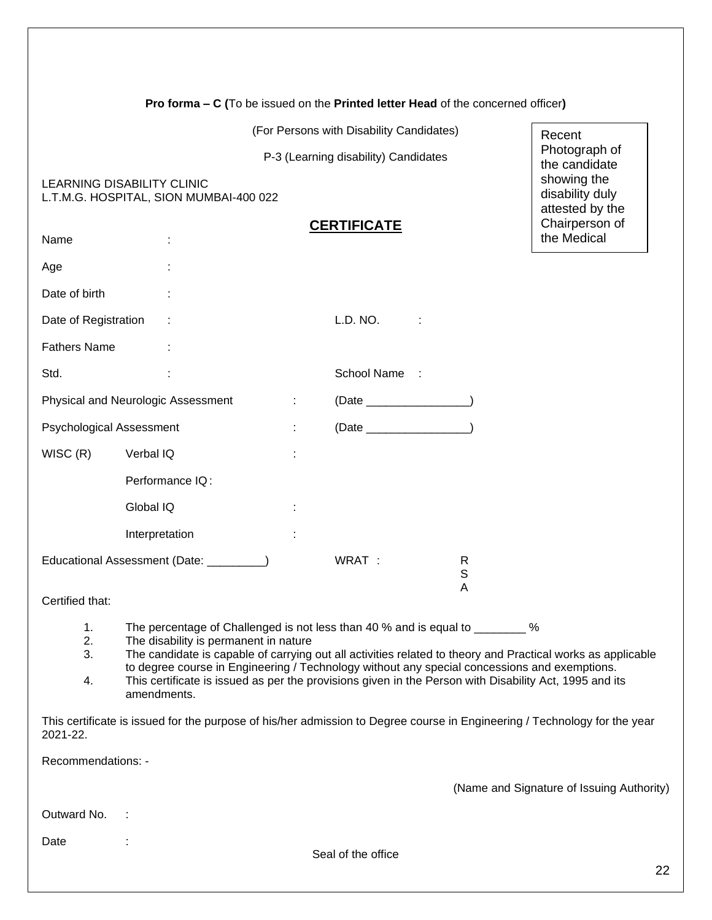**Pro forma – C (**To be issued on the **Printed letter Head** of the concerned officer**)**

(For Persons with Disability Candidates)

P-3 (Learning disability) Candidates

Recent Photograph of the candidate showing the disability duly attested by the Chairperson of the Medical

LEARNING DISABILITY CLINIC
L.T.M.G. HOSPITAL, SION MUMBAI-400 022

## CERTIFICATE

Name :

Age :

Date of birth :

Date of Registration : L.D. NO. :

Fathers Name :

Std. : School Name :

Physical and Neurologic Assessment : (Date ________________)

Psychological Assessment : (Date ________________)

WISC (R) Verbal IQ :

Performance IQ :

Global IQ :

Interpretation :

Educational Assessment (Date: _________) WRAT : R S A

Certified that:

1. The percentage of Challenged is not less than 40 % and is equal to ________ %
2. The disability is permanent in nature
3. The candidate is capable of carrying out all activities related to theory and Practical works as applicable to degree course in Engineering / Technology without any special concessions and exemptions.
4. This certificate is issued as per the provisions given in the Person with Disability Act, 1995 and its amendments.

This certificate is issued for the purpose of his/her admission to Degree course in Engineering / Technology for the year 2021-22.

Recommendations: -

(Name and Signature of Issuing Authority)

Outward No. :

Date :

Seal of the office